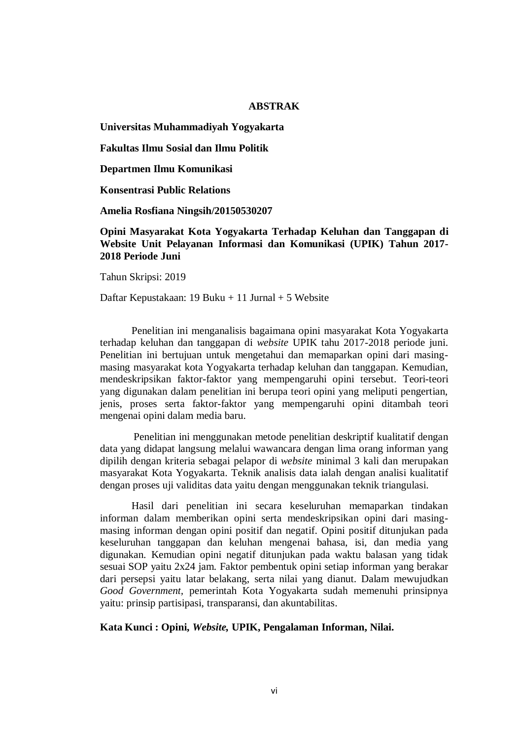# ABSTRAK

**Universitas Muhammadiyah Yogyakarta**

**Fakultas Ilmu Sosial dan Ilmu Politik**

**Departmen Ilmu Komunikasi**

**Konsentrasi Public Relations**

**Amelia Rosfiana Ningsih/20150530207**

**Opini Masyarakat Kota Yogyakarta Terhadap Keluhan dan Tanggapan di Website Unit Pelayanan Informasi dan Komunikasi (UPIK) Tahun 2017-2018 Periode Juni**

Tahun Skripsi: 2019

Daftar Kepustakaan: 19 Buku + 11 Jurnal + 5 Website

Penelitian ini menganalisis bagaimana opini masyarakat Kota Yogyakarta terhadap keluhan dan tanggapan di *website* UPIK tahu 2017-2018 periode juni. Penelitian ini bertujuan untuk mengetahui dan memaparkan opini dari masing-masing masyarakat kota Yogyakarta terhadap keluhan dan tanggapan. Kemudian, mendeskripsikan faktor-faktor yang mempengaruhi opini tersebut. Teori-teori yang digunakan dalam penelitian ini berupa teori opini yang meliputi pengertian, jenis, proses serta faktor-faktor yang mempengaruhi opini ditambah teori mengenai opini dalam media baru.

Penelitian ini menggunakan metode penelitian deskriptif kualitatif dengan data yang didapat langsung melalui wawancara dengan lima orang informan yang dipilih dengan kriteria sebagai pelapor di *website* minimal 3 kali dan merupakan masyarakat Kota Yogyakarta. Teknik analisis data ialah dengan analisi kualitatif dengan proses uji validitas data yaitu dengan menggunakan teknik triangulasi.

Hasil dari penelitian ini secara keseluruhan memaparkan tindakan informan dalam memberikan opini serta mendeskripsikan opini dari masing-masing informan dengan opini positif dan negatif. Opini positif ditunjukan pada keseluruhan tanggapan dan keluhan mengenai bahasa, isi, dan media yang digunakan. Kemudian opini negatif ditunjukan pada waktu balasan yang tidak sesuai SOP yaitu 2x24 jam. Faktor pembentuk opini setiap informan yang berakar dari persepsi yaitu latar belakang, serta nilai yang dianut. Dalam mewujudkan *Good Government*, pemerintah Kota Yogyakarta sudah memenuhi prinsipnya yaitu: prinsip partisipasi, transparansi, dan akuntabilitas.

**Kata Kunci : Opini, *Website*, UPIK, Pengalaman Informan, Nilai.**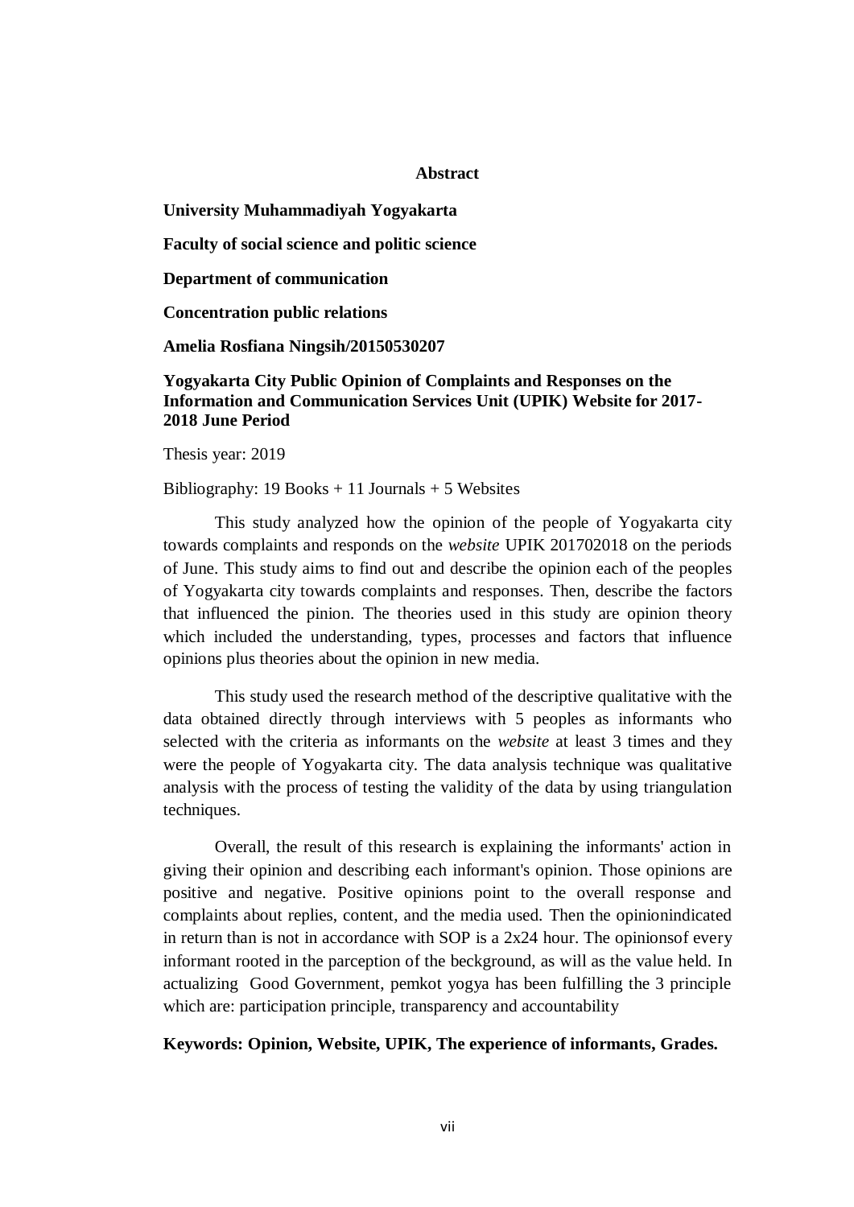# Abstract

**University Muhammadiyah Yogyakarta**

**Faculty of social science and politic science**

**Department of communication**

**Concentration public relations**

**Amelia Rosfiana Ningsih/20150530207**

**Yogyakarta City Public Opinion of Complaints and Responses on the Information and Communication Services Unit (UPIK) Website for 2017-2018 June Period**

Thesis year: 2019

Bibliography: 19 Books + 11 Journals + 5 Websites

This study analyzed how the opinion of the people of Yogyakarta city towards complaints and responds on the *website* UPIK 201702018 on the periods of June. This study aims to find out and describe the opinion each of the peoples of Yogyakarta city towards complaints and responses. Then, describe the factors that influenced the pinion. The theories used in this study are opinion theory which included the understanding, types, processes and factors that influence opinions plus theories about the opinion in new media.

This study used the research method of the descriptive qualitative with the data obtained directly through interviews with 5 peoples as informants who selected with the criteria as informants on the *website* at least 3 times and they were the people of Yogyakarta city. The data analysis technique was qualitative analysis with the process of testing the validity of the data by using triangulation techniques.

Overall, the result of this research is explaining the informants' action in giving their opinion and describing each informant's opinion. Those opinions are positive and negative. Positive opinions point to the overall response and complaints about replies, content, and the media used. Then the opinionindicated in return than is not in accordance with SOP is a 2x24 hour. The opinionsof every informant rooted in the parception of the beckground, as will as the value held. In actualizing Good Government, pemkot yogya has been fulfilling the 3 principle which are: participation principle, transparency and accountability

**Keywords: Opinion, Website, UPIK, The experience of informants, Grades.**